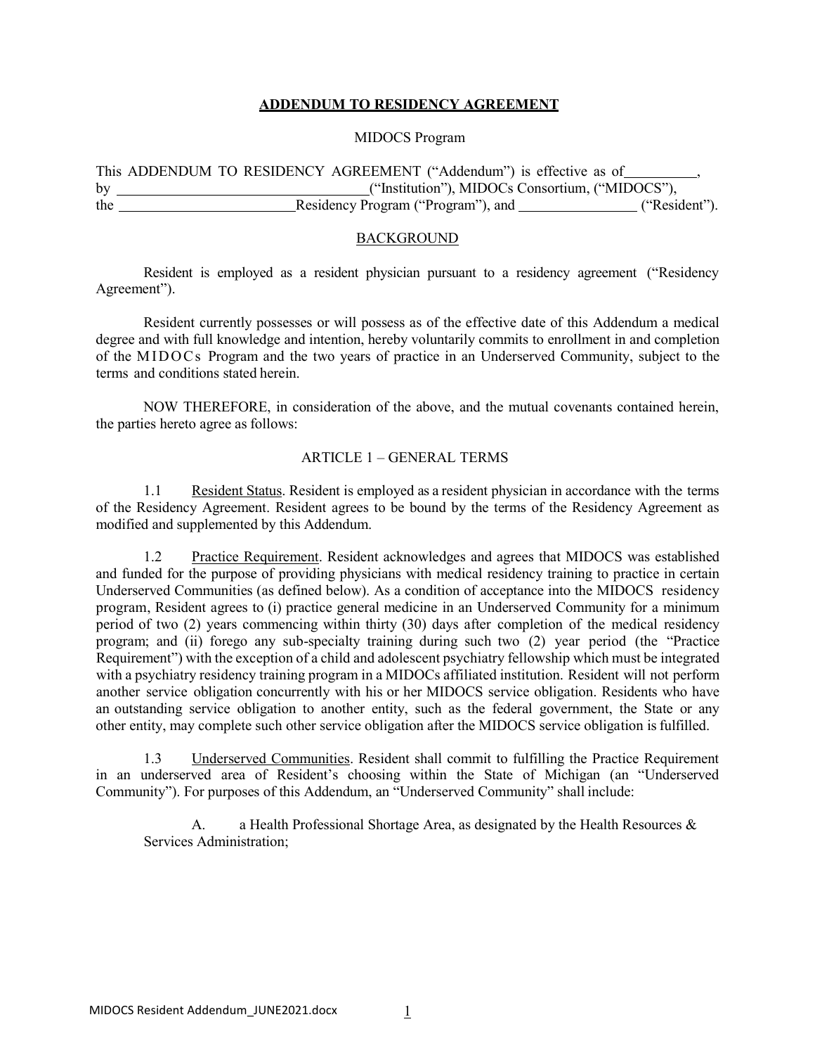# ADDENDUM TO RESIDENCY AGREEMENT

MIDOCS Program

This ADDENDUM TO RESIDENCY AGREEMENT ("Addendum") is effective as of__________, by ___________________________________("Institution"), MIDOCs Consortium, ("MIDOCS"), the _________________________Residency Program ("Program"), and _________________ ("Resident").

## BACKGROUND

Resident is employed as a resident physician pursuant to a residency agreement ("Residency Agreement").

Resident currently possesses or will possess as of the effective date of this Addendum a medical degree and with full knowledge and intention, hereby voluntarily commits to enrollment in and completion of the MIDOCs Program and the two years of practice in an Underserved Community, subject to the terms and conditions stated herein.

NOW THEREFORE, in consideration of the above, and the mutual covenants contained herein, the parties hereto agree as follows:

## ARTICLE 1 – GENERAL TERMS

1.1 Resident Status. Resident is employed as a resident physician in accordance with the terms of the Residency Agreement. Resident agrees to be bound by the terms of the Residency Agreement as modified and supplemented by this Addendum.

1.2 Practice Requirement. Resident acknowledges and agrees that MIDOCS was established and funded for the purpose of providing physicians with medical residency training to practice in certain Underserved Communities (as defined below). As a condition of acceptance into the MIDOCS residency program, Resident agrees to (i) practice general medicine in an Underserved Community for a minimum period of two (2) years commencing within thirty (30) days after completion of the medical residency program; and (ii) forego any sub-specialty training during such two (2) year period (the "Practice Requirement") with the exception of a child and adolescent psychiatry fellowship which must be integrated with a psychiatry residency training program in a MIDOCs affiliated institution. Resident will not perform another service obligation concurrently with his or her MIDOCS service obligation. Residents who have an outstanding service obligation to another entity, such as the federal government, the State or any other entity, may complete such other service obligation after the MIDOCS service obligation is fulfilled.

1.3 Underserved Communities. Resident shall commit to fulfilling the Practice Requirement in an underserved area of Resident's choosing within the State of Michigan (an "Underserved Community"). For purposes of this Addendum, an "Underserved Community" shall include:

A. a Health Professional Shortage Area, as designated by the Health Resources & Services Administration;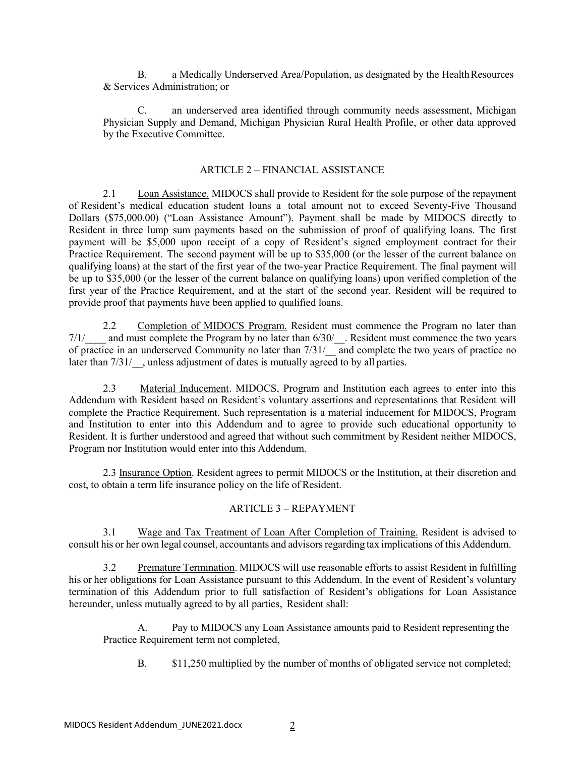B. a Medically Underserved Area/Population, as designated by the Health Resources & Services Administration; or

C. an underserved area identified through community needs assessment, Michigan Physician Supply and Demand, Michigan Physician Rural Health Profile, or other data approved by the Executive Committee.

## ARTICLE 2 – FINANCIAL ASSISTANCE

2.1 Loan Assistance. MIDOCS shall provide to Resident for the sole purpose of the repayment of Resident's medical education student loans a total amount not to exceed Seventy-Five Thousand Dollars ($75,000.00) ("Loan Assistance Amount"). Payment shall be made by MIDOCS directly to Resident in three lump sum payments based on the submission of proof of qualifying loans. The first payment will be $5,000 upon receipt of a copy of Resident's signed employment contract for their Practice Requirement. The second payment will be up to $35,000 (or the lesser of the current balance on qualifying loans) at the start of the first year of the two-year Practice Requirement. The final payment will be up to $35,000 (or the lesser of the current balance on qualifying loans) upon verified completion of the first year of the Practice Requirement, and at the start of the second year. Resident will be required to provide proof that payments have been applied to qualified loans.

2.2 Completion of MIDOCS Program. Resident must commence the Program no later than 7/1/____ and must complete the Program by no later than 6/30/__. Resident must commence the two years of practice in an underserved Community no later than 7/31/__ and complete the two years of practice no later than 7/31/__, unless adjustment of dates is mutually agreed to by all parties.

2.3 Material Inducement. MIDOCS, Program and Institution each agrees to enter into this Addendum with Resident based on Resident's voluntary assertions and representations that Resident will complete the Practice Requirement. Such representation is a material inducement for MIDOCS, Program and Institution to enter into this Addendum and to agree to provide such educational opportunity to Resident. It is further understood and agreed that without such commitment by Resident neither MIDOCS, Program nor Institution would enter into this Addendum.

2.3 Insurance Option. Resident agrees to permit MIDOCS or the Institution, at their discretion and cost, to obtain a term life insurance policy on the life of Resident.

## ARTICLE 3 – REPAYMENT

3.1 Wage and Tax Treatment of Loan After Completion of Training. Resident is advised to consult his or her own legal counsel, accountants and advisors regarding tax implications of this Addendum.

3.2 Premature Termination. MIDOCS will use reasonable efforts to assist Resident in fulfilling his or her obligations for Loan Assistance pursuant to this Addendum. In the event of Resident's voluntary termination of this Addendum prior to full satisfaction of Resident's obligations for Loan Assistance hereunder, unless mutually agreed to by all parties, Resident shall:

A. Pay to MIDOCS any Loan Assistance amounts paid to Resident representing the Practice Requirement term not completed,

B. $11,250 multiplied by the number of months of obligated service not completed;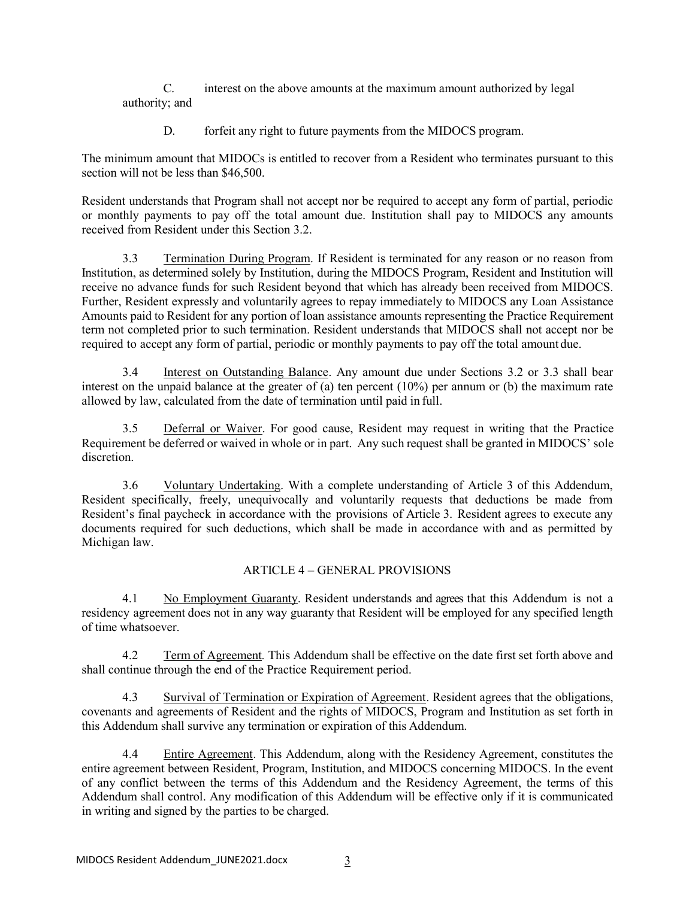C. interest on the above amounts at the maximum amount authorized by legal authority; and

D. forfeit any right to future payments from the MIDOCS program.

The minimum amount that MIDOCs is entitled to recover from a Resident who terminates pursuant to this section will not be less than $46,500.

Resident understands that Program shall not accept nor be required to accept any form of partial, periodic or monthly payments to pay off the total amount due. Institution shall pay to MIDOCS any amounts received from Resident under this Section 3.2.

3.3 <u>Termination During Program</u>. If Resident is terminated for any reason or no reason from Institution, as determined solely by Institution, during the MIDOCS Program, Resident and Institution will receive no advance funds for such Resident beyond that which has already been received from MIDOCS. Further, Resident expressly and voluntarily agrees to repay immediately to MIDOCS any Loan Assistance Amounts paid to Resident for any portion of loan assistance amounts representing the Practice Requirement term not completed prior to such termination. Resident understands that MIDOCS shall not accept nor be required to accept any form of partial, periodic or monthly payments to pay off the total amount due.

3.4 <u>Interest on Outstanding Balance</u>. Any amount due under Sections 3.2 or 3.3 shall bear interest on the unpaid balance at the greater of (a) ten percent (10%) per annum or (b) the maximum rate allowed by law, calculated from the date of termination until paid in full.

3.5 <u>Deferral or Waiver</u>. For good cause, Resident may request in writing that the Practice Requirement be deferred or waived in whole or in part. Any such request shall be granted in MIDOCS' sole discretion.

3.6 <u>Voluntary Undertaking</u>. With a complete understanding of Article 3 of this Addendum, Resident specifically, freely, unequivocally and voluntarily requests that deductions be made from Resident's final paycheck in accordance with the provisions of Article 3. Resident agrees to execute any documents required for such deductions, which shall be made in accordance with and as permitted by Michigan law.

## ARTICLE 4 – GENERAL PROVISIONS

4.1 <u>No Employment Guaranty</u>. Resident understands and agrees that this Addendum is not a residency agreement does not in any way guaranty that Resident will be employed for any specified length of time whatsoever.

4.2 <u>Term of Agreement</u>. This Addendum shall be effective on the date first set forth above and shall continue through the end of the Practice Requirement period.

4.3 <u>Survival of Termination or Expiration of Agreement</u>. Resident agrees that the obligations, covenants and agreements of Resident and the rights of MIDOCS, Program and Institution as set forth in this Addendum shall survive any termination or expiration of this Addendum.

4.4 <u>Entire Agreement</u>. This Addendum, along with the Residency Agreement, constitutes the entire agreement between Resident, Program, Institution, and MIDOCS concerning MIDOCS. In the event of any conflict between the terms of this Addendum and the Residency Agreement, the terms of this Addendum shall control. Any modification of this Addendum will be effective only if it is communicated in writing and signed by the parties to be charged.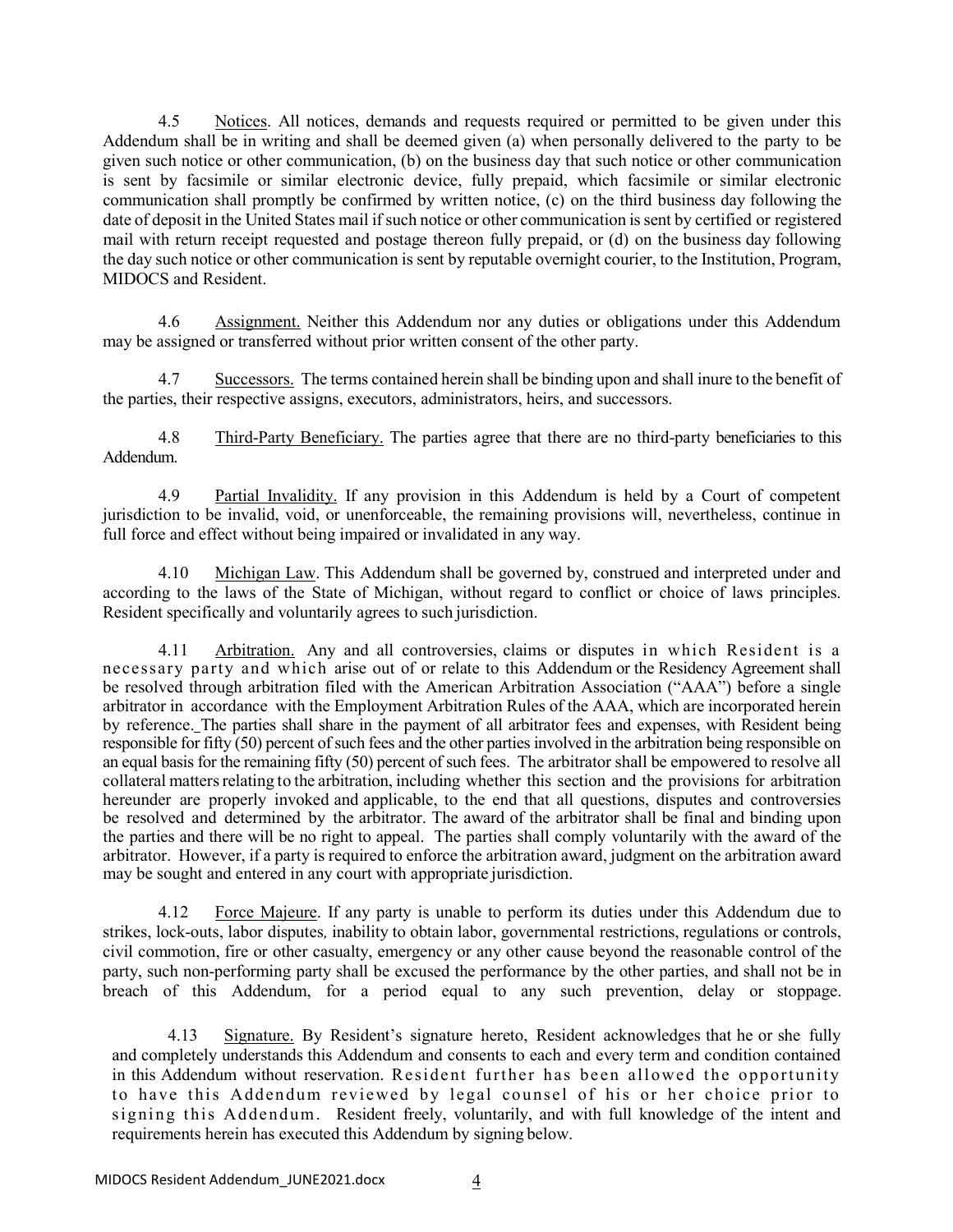4.5 Notices. All notices, demands and requests required or permitted to be given under this Addendum shall be in writing and shall be deemed given (a) when personally delivered to the party to be given such notice or other communication, (b) on the business day that such notice or other communication is sent by facsimile or similar electronic device, fully prepaid, which facsimile or similar electronic communication shall promptly be confirmed by written notice, (c) on the third business day following the date of deposit in the United States mail if such notice or other communication is sent by certified or registered mail with return receipt requested and postage thereon fully prepaid, or (d) on the business day following the day such notice or other communication is sent by reputable overnight courier, to the Institution, Program, MIDOCS and Resident.

4.6 Assignment. Neither this Addendum nor any duties or obligations under this Addendum may be assigned or transferred without prior written consent of the other party.

4.7 Successors. The terms contained herein shall be binding upon and shall inure to the benefit of the parties, their respective assigns, executors, administrators, heirs, and successors.

4.8 Third-Party Beneficiary. The parties agree that there are no third-party beneficiaries to this Addendum.

4.9 Partial Invalidity. If any provision in this Addendum is held by a Court of competent jurisdiction to be invalid, void, or unenforceable, the remaining provisions will, nevertheless, continue in full force and effect without being impaired or invalidated in any way.

4.10 Michigan Law. This Addendum shall be governed by, construed and interpreted under and according to the laws of the State of Michigan, without regard to conflict or choice of laws principles. Resident specifically and voluntarily agrees to such jurisdiction.

4.11 Arbitration. Any and all controversies, claims or disputes in which Resident is a necessary party and which arise out of or relate to this Addendum or the Residency Agreement shall be resolved through arbitration filed with the American Arbitration Association ("AAA") before a single arbitrator in accordance with the Employment Arbitration Rules of the AAA, which are incorporated herein by reference. The parties shall share in the payment of all arbitrator fees and expenses, with Resident being responsible for fifty (50) percent of such fees and the other parties involved in the arbitration being responsible on an equal basis for the remaining fifty (50) percent of such fees. The arbitrator shall be empowered to resolve all collateral matters relating to the arbitration, including whether this section and the provisions for arbitration hereunder are properly invoked and applicable, to the end that all questions, disputes and controversies be resolved and determined by the arbitrator. The award of the arbitrator shall be final and binding upon the parties and there will be no right to appeal. The parties shall comply voluntarily with the award of the arbitrator. However, if a party is required to enforce the arbitration award, judgment on the arbitration award may be sought and entered in any court with appropriate jurisdiction.

4.12 Force Majeure. If any party is unable to perform its duties under this Addendum due to strikes, lock-outs, labor disputes, inability to obtain labor, governmental restrictions, regulations or controls, civil commotion, fire or other casualty, emergency or any other cause beyond the reasonable control of the party, such non-performing party shall be excused the performance by the other parties, and shall not be in breach of this Addendum, for a period equal to any such prevention, delay or stoppage.

4.13 Signature. By Resident's signature hereto, Resident acknowledges that he or she fully and completely understands this Addendum and consents to each and every term and condition contained in this Addendum without reservation. Resident further has been allowed the opportunity to have this Addendum reviewed by legal counsel of his or her choice prior to signing this Addendum. Resident freely, voluntarily, and with full knowledge of the intent and requirements herein has executed this Addendum by signing below.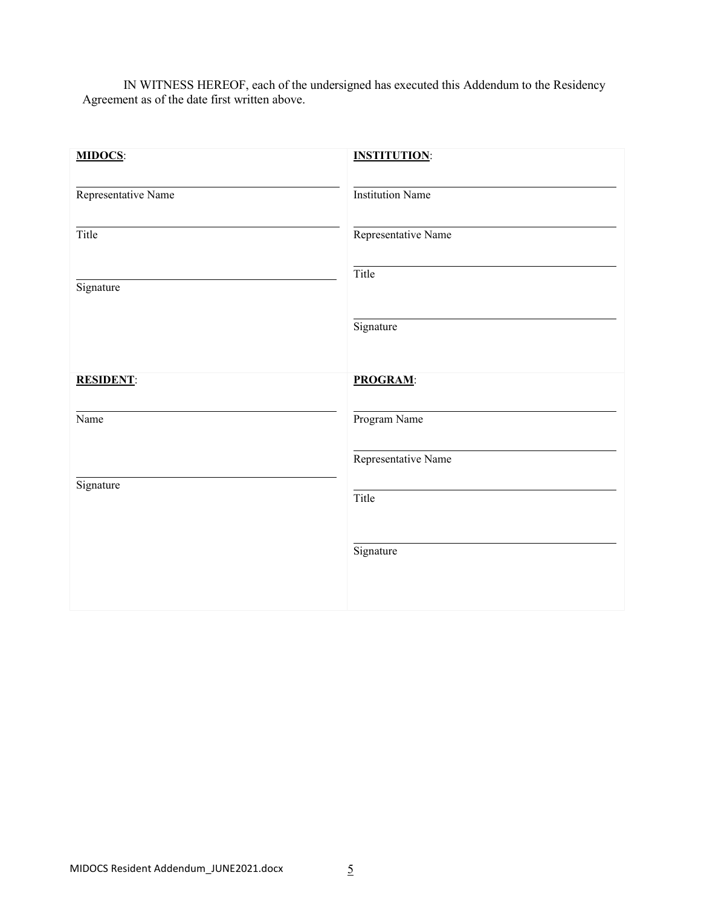IN WITNESS HEREOF, each of the undersigned has executed this Addendum to the Residency Agreement as of the date first written above.

| | |
|---|---|
| **MIDOCS**: | **INSTITUTION**: |
| \_\_\_\_\_\_\_\_\_\_\_\_\_\_\_\_\_\_\_\_ Representative Name | \_\_\_\_\_\_\_\_\_\_\_\_\_\_\_\_\_\_\_\_ Institution Name |
| \_\_\_\_\_\_\_\_\_\_\_\_\_\_\_\_\_\_\_\_ Title | \_\_\_\_\_\_\_\_\_\_\_\_\_\_\_\_\_\_\_\_ Representative Name |
| \_\_\_\_\_\_\_\_\_\_\_\_\_\_\_\_\_\_\_\_ Signature | \_\_\_\_\_\_\_\_\_\_\_\_\_\_\_\_\_\_\_\_ Title |
| | \_\_\_\_\_\_\_\_\_\_\_\_\_\_\_\_\_\_\_\_ Signature |
| **RESIDENT**: | **PROGRAM**: |
| \_\_\_\_\_\_\_\_\_\_\_\_\_\_\_\_\_\_\_\_ Name | \_\_\_\_\_\_\_\_\_\_\_\_\_\_\_\_\_\_\_\_ Program Name |
| \_\_\_\_\_\_\_\_\_\_\_\_\_\_\_\_\_\_\_\_ Signature | \_\_\_\_\_\_\_\_\_\_\_\_\_\_\_\_\_\_\_\_ Representative Name |
| | \_\_\_\_\_\_\_\_\_\_\_\_\_\_\_\_\_\_\_\_ Title |
| | \_\_\_\_\_\_\_\_\_\_\_\_\_\_\_\_\_\_\_\_ Signature |